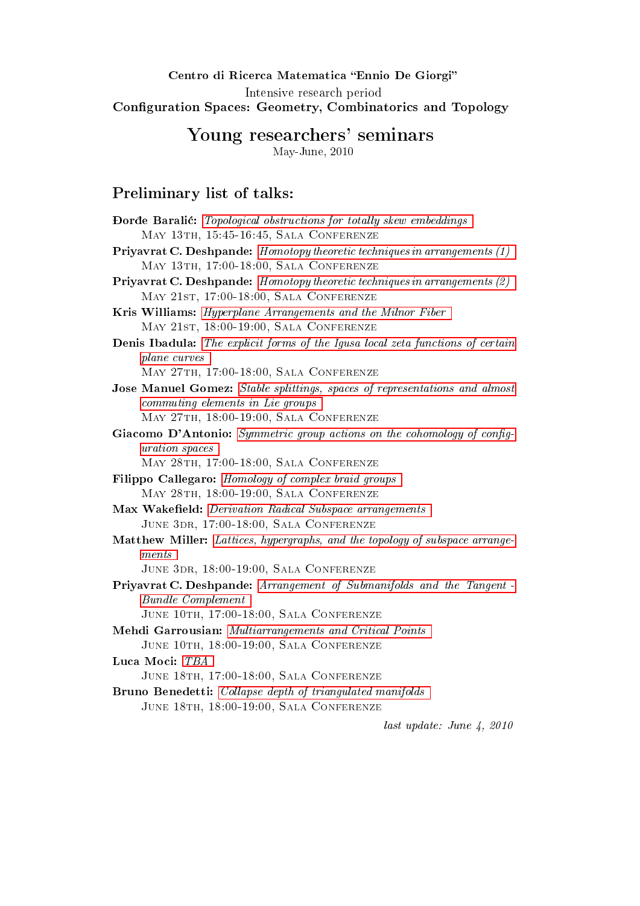Centro di Ricerca Matematica "Ennio De Giorgi"

Intensive research period

**Configuration Spaces: Geometry, Combinatorics and Topology**

# Young researchers' seminars

May-June, 2010

## Preliminary list of talks:

**Đorđe Baralić:** *Topological obstructions for totally skew embeddings*
May 13th, 15:45-16:45, Sala Conferenze

**Priyavrat C. Deshpande:** *Homotopy theoretic techniques in arrangements (1)*
May 13th, 17:00-18:00, Sala Conferenze

**Priyavrat C. Deshpande:** *Homotopy theoretic techniques in arrangements (2)*
May 21st, 17:00-18:00, Sala Conferenze

**Kris Williams:** *Hyperplane Arrangements and the Milnor Fiber*
May 21st, 18:00-19:00, Sala Conferenze

**Denis Ibadula:** *The explicit forms of the Igusa local zeta functions of certain plane curves*
May 27th, 17:00-18:00, Sala Conferenze

**Jose Manuel Gomez:** *Stable splittings, spaces of representations and almost commuting elements in Lie groups*
May 27th, 18:00-19:00, Sala Conferenze

**Giacomo D'Antonio:** *Symmetric group actions on the cohomology of configuration spaces*
May 28th, 17:00-18:00, Sala Conferenze

**Filippo Callegaro:** *Homology of complex braid groups*
May 28th, 18:00-19:00, Sala Conferenze

**Max Wakefield:** *Derivation Radical Subspace arrangements*
June 3dr, 17:00-18:00, Sala Conferenze

**Matthew Miller:** *Lattices, hypergraphs, and the topology of subspace arrangements*
June 3dr, 18:00-19:00, Sala Conferenze

**Priyavrat C. Deshpande:** *Arrangement of Submanifolds and the Tangent - Bundle Complement*
June 10th, 17:00-18:00, Sala Conferenze

**Mehdi Garrousian:** *Multiarrangements and Critical Points*
June 10th, 18:00-19:00, Sala Conferenze

**Luca Moci:** *TBA*
June 18th, 17:00-18:00, Sala Conferenze

**Bruno Benedetti:** *Collapse depth of triangulated manifolds*
June 18th, 18:00-19:00, Sala Conferenze

*last update: June 4, 2010*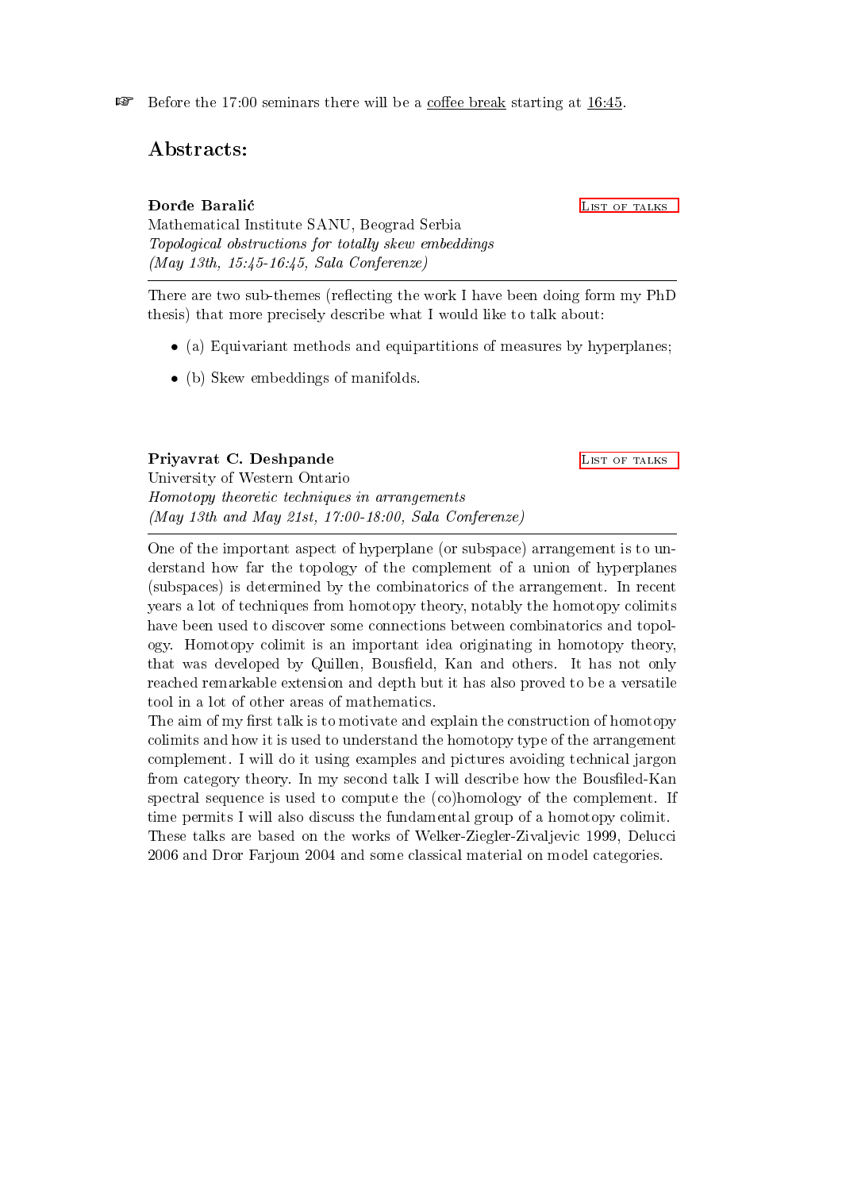☞ Before the 17:00 seminars there will be a coffee break starting at 16:45.

## Abstracts:

**Đorđe Baralić** — List of talks

Mathematical Institute SANU, Beograd Serbia

*Topological obstructions for totally skew embeddings*

*(May 13th, 15:45-16:45, Sala Conferenze)*

---

There are two sub-themes (reflecting the work I have been doing form my PhD thesis) that more precisely describe what I would like to talk about:

- (a) Equivariant methods and equipartitions of measures by hyperplanes;
- (b) Skew embeddings of manifolds.

**Priyavrat C. Deshpande** — List of talks

University of Western Ontario

*Homotopy theoretic techniques in arrangements*

*(May 13th and May 21st, 17:00-18:00, Sala Conferenze)*

---

One of the important aspect of hyperplane (or subspace) arrangement is to understand how far the topology of the complement of a union of hyperplanes (subspaces) is determined by the combinatorics of the arrangement. In recent years a lot of techniques from homotopy theory, notably the homotopy colimits have been used to discover some connections between combinatorics and topology. Homotopy colimit is an important idea originating in homotopy theory, that was developed by Quillen, Bousfield, Kan and others. It has not only reached remarkable extension and depth but it has also proved to be a versatile tool in a lot of other areas of mathematics.

The aim of my first talk is to motivate and explain the construction of homotopy colimits and how it is used to understand the homotopy type of the arrangement complement. I will do it using examples and pictures avoiding technical jargon from category theory. In my second talk I will describe how the Bousfiled-Kan spectral sequence is used to compute the (co)homology of the complement. If time permits I will also discuss the fundamental group of a homotopy colimit.

These talks are based on the works of Welker-Ziegler-Zivaljevic 1999, Delucci 2006 and Dror Farjoun 2004 and some classical material on model categories.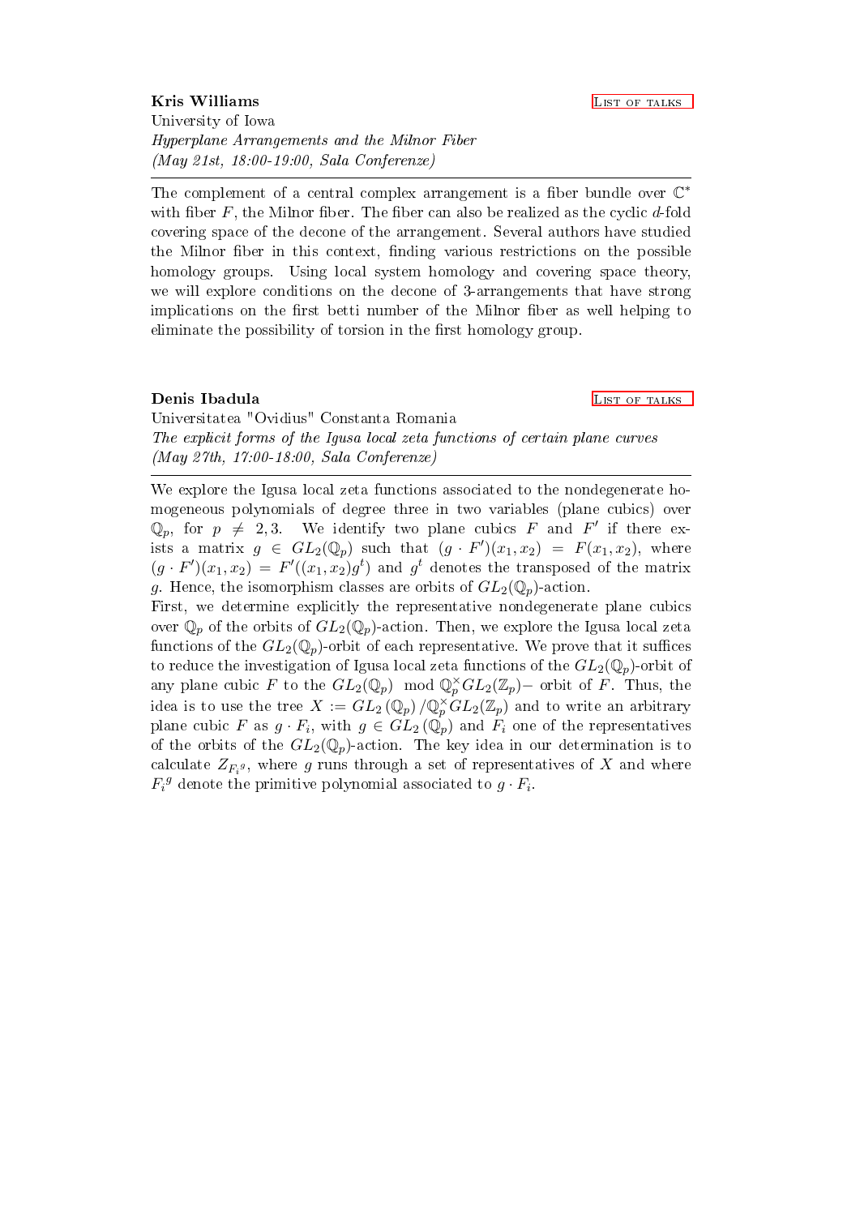**Kris Williams** List of talks

University of Iowa

*Hyperplane Arrangements and the Milnor Fiber*

*(May 21st, 18:00-19:00, Sala Conferenze)*

---

The complement of a central complex arrangement is a fiber bundle over $\mathbb{C}^*$ with fiber $F$, the Milnor fiber. The fiber can also be realized as the cyclic $d$-fold covering space of the decone of the arrangement. Several authors have studied the Milnor fiber in this context, finding various restrictions on the possible homology groups. Using local system homology and covering space theory, we will explore conditions on the decone of 3-arrangements that have strong implications on the first betti number of the Milnor fiber as well helping to eliminate the possibility of torsion in the first homology group.

**Denis Ibadula** List of talks

Universitatea "Ovidius" Constanta Romania

*The explicit forms of the Igusa local zeta functions of certain plane curves*

*(May 27th, 17:00-18:00, Sala Conferenze)*

---

We explore the Igusa local zeta functions associated to the nondegenerate homogeneous polynomials of degree three in two variables (plane cubics) over $\mathbb{Q}_p$, for $p \neq 2, 3$. We identify two plane cubics $F$ and $F'$ if there exists a matrix $g \in GL_2(\mathbb{Q}_p)$ such that $(g \cdot F')(x_1, x_2) = F(x_1, x_2)$, where $(g \cdot F')(x_1, x_2) = F'((x_1, x_2)g^t)$ and $g^t$ denotes the transposed of the matrix $g$. Hence, the isomorphism classes are orbits of $GL_2(\mathbb{Q}_p)$-action.

First, we determine explicitly the representative nondegenerate plane cubics over $\mathbb{Q}_p$ of the orbits of $GL_2(\mathbb{Q}_p)$-action. Then, we explore the Igusa local zeta functions of the $GL_2(\mathbb{Q}_p)$-orbit of each representative. We prove that it suffices to reduce the investigation of Igusa local zeta functions of the $GL_2(\mathbb{Q}_p)$-orbit of any plane cubic $F$ to the $GL_2(\mathbb{Q}_p) \mod \mathbb{Q}_p^\times GL_2(\mathbb{Z}_p)-$ orbit of $F$. Thus, the idea is to use the tree $X := GL_2(\mathbb{Q}_p) / \mathbb{Q}_p^\times GL_2(\mathbb{Z}_p)$ and to write an arbitrary plane cubic $F$ as $g \cdot F_i$, with $g \in GL_2(\mathbb{Q}_p)$ and $F_i$ one of the representatives of the orbits of the $GL_2(\mathbb{Q}_p)$-action. The key idea in our determination is to calculate $Z_{F_i{}^g}$, where $g$ runs through a set of representatives of $X$ and where $F_i{}^g$ denote the primitive polynomial associated to $g \cdot F_i$.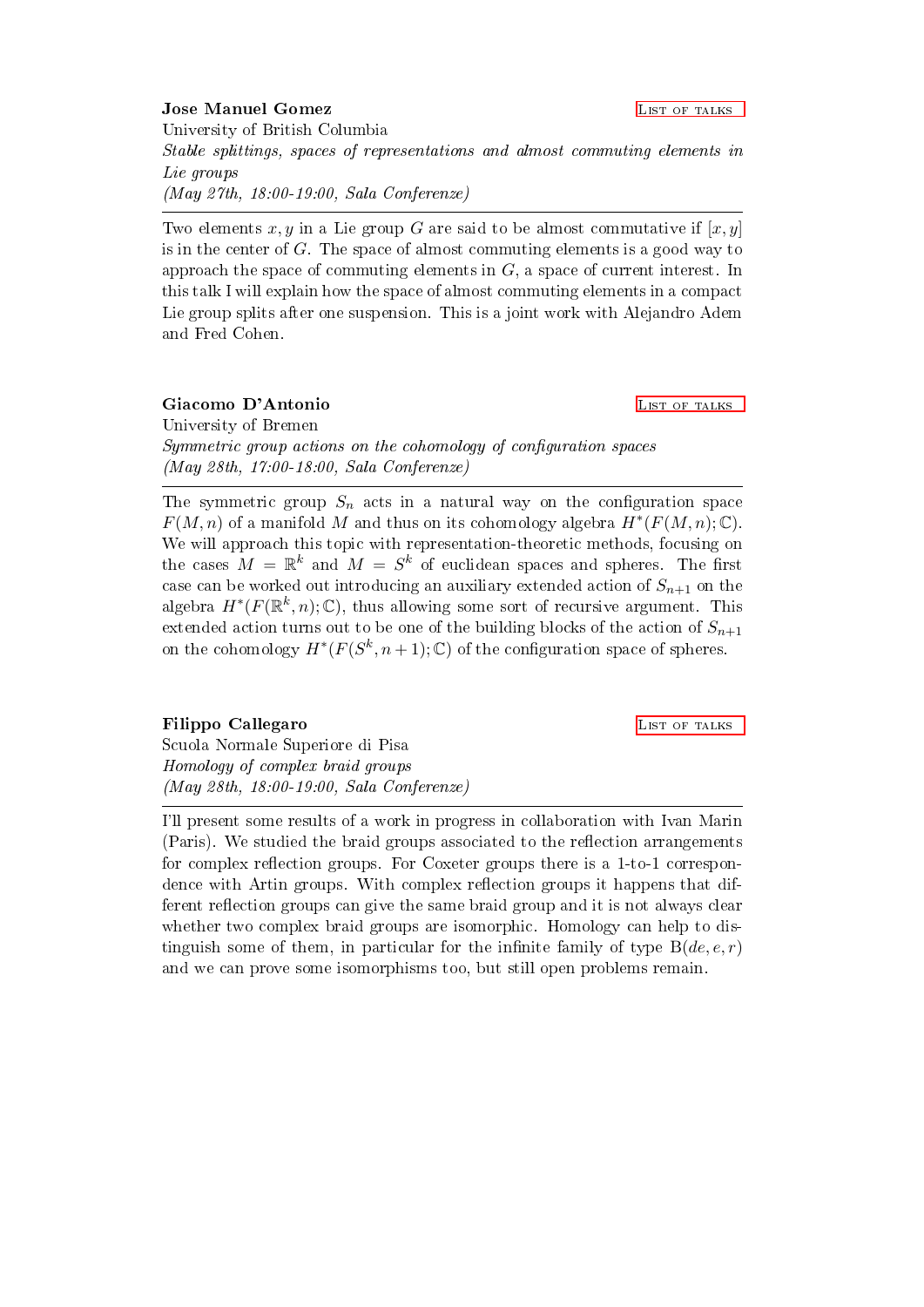**Jose Manuel Gomez**

List of talks

University of British Columbia

*Stable splittings, spaces of representations and almost commuting elements in Lie groups*

*(May 27th, 18:00-19:00, Sala Conferenze)*

---

Two elements $x, y$ in a Lie group $G$ are said to be almost commutative if $[x, y]$ is in the center of $G$. The space of almost commuting elements is a good way to approach the space of commuting elements in $G$, a space of current interest. In this talk I will explain how the space of almost commuting elements in a compact Lie group splits after one suspension. This is a joint work with Alejandro Adem and Fred Cohen.

**Giacomo D'Antonio**

List of talks

University of Bremen

*Symmetric group actions on the cohomology of configuration spaces*

*(May 28th, 17:00-18:00, Sala Conferenze)*

---

The symmetric group $S_n$ acts in a natural way on the configuration space $F(M, n)$ of a manifold $M$ and thus on its cohomology algebra $H^*(F(M, n); \mathbb{C})$. We will approach this topic with representation-theoretic methods, focusing on the cases $M = \mathbb{R}^k$ and $M = S^k$ of euclidean spaces and spheres. The first case can be worked out introducing an auxiliary extended action of $S_{n+1}$ on the algebra $H^*(F(\mathbb{R}^k, n); \mathbb{C})$, thus allowing some sort of recursive argument. This extended action turns out to be one of the building blocks of the action of $S_{n+1}$ on the cohomology $H^*(F(S^k, n+1); \mathbb{C})$ of the configuration space of spheres.

**Filippo Callegaro**

List of talks

Scuola Normale Superiore di Pisa

*Homology of complex braid groups*

*(May 28th, 18:00-19:00, Sala Conferenze)*

---

I'll present some results of a work in progress in collaboration with Ivan Marin (Paris). We studied the braid groups associated to the reflection arrangements for complex reflection groups. For Coxeter groups there is a 1-to-1 correspondence with Artin groups. With complex reflection groups it happens that different reflection groups can give the same braid group and it is not always clear whether two complex braid groups are isomorphic. Homology can help to distinguish some of them, in particular for the infinite family of type $\mathrm{B}(de, e, r)$ and we can prove some isomorphisms too, but still open problems remain.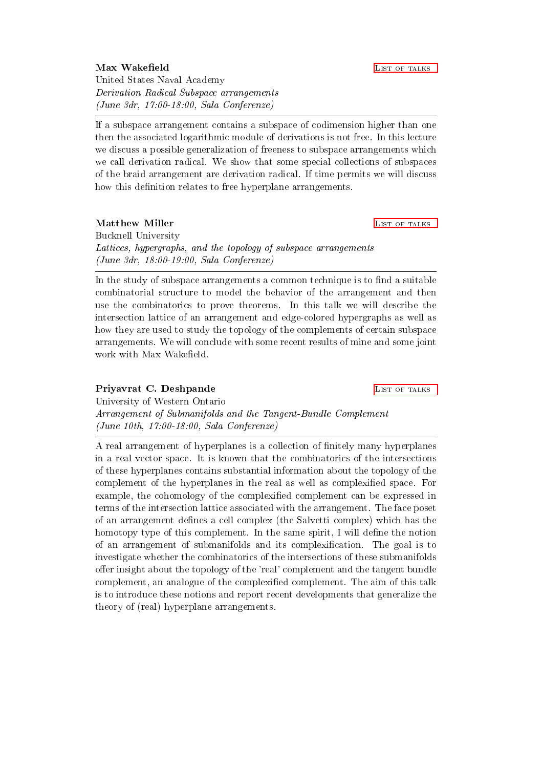**Max Wakefield** List of talks

United States Naval Academy

*Derivation Radical Subspace arrangements*

*(June 3dr, 17:00-18:00, Sala Conferenze)*

---

If a subspace arrangement contains a subspace of codimension higher than one then the associated logarithmic module of derivations is not free. In this lecture we discuss a possible generalization of freeness to subspace arrangements which we call derivation radical. We show that some special collections of subspaces of the braid arrangement are derivation radical. If time permits we will discuss how this definition relates to free hyperplane arrangements.

**Matthew Miller** List of talks

Bucknell University

*Lattices, hypergraphs, and the topology of subspace arrangements*

*(June 3dr, 18:00-19:00, Sala Conferenze)*

---

In the study of subspace arrangements a common technique is to find a suitable combinatorial structure to model the behavior of the arrangement and then use the combinatorics to prove theorems. In this talk we will describe the intersection lattice of an arrangement and edge-colored hypergraphs as well as how they are used to study the topology of the complements of certain subspace arrangements. We will conclude with some recent results of mine and some joint work with Max Wakefield.

**Priyavrat C. Deshpande** List of talks

University of Western Ontario

*Arrangement of Submanifolds and the Tangent-Bundle Complement*

*(June 10th, 17:00-18:00, Sala Conferenze)*

---

A real arrangement of hyperplanes is a collection of finitely many hyperplanes in a real vector space. It is known that the combinatorics of the intersections of these hyperplanes contains substantial information about the topology of the complement of the hyperplanes in the real as well as complexified space. For example, the cohomology of the complexified complement can be expressed in terms of the intersection lattice associated with the arrangement. The face poset of an arrangement defines a cell complex (the Salvetti complex) which has the homotopy type of this complement. In the same spirit, I will define the notion of an arrangement of submanifolds and its complexification. The goal is to investigate whether the combinatorics of the intersections of these submanifolds offer insight about the topology of the 'real' complement and the tangent bundle complement, an analogue of the complexified complement. The aim of this talk is to introduce these notions and report recent developments that generalize the theory of (real) hyperplane arrangements.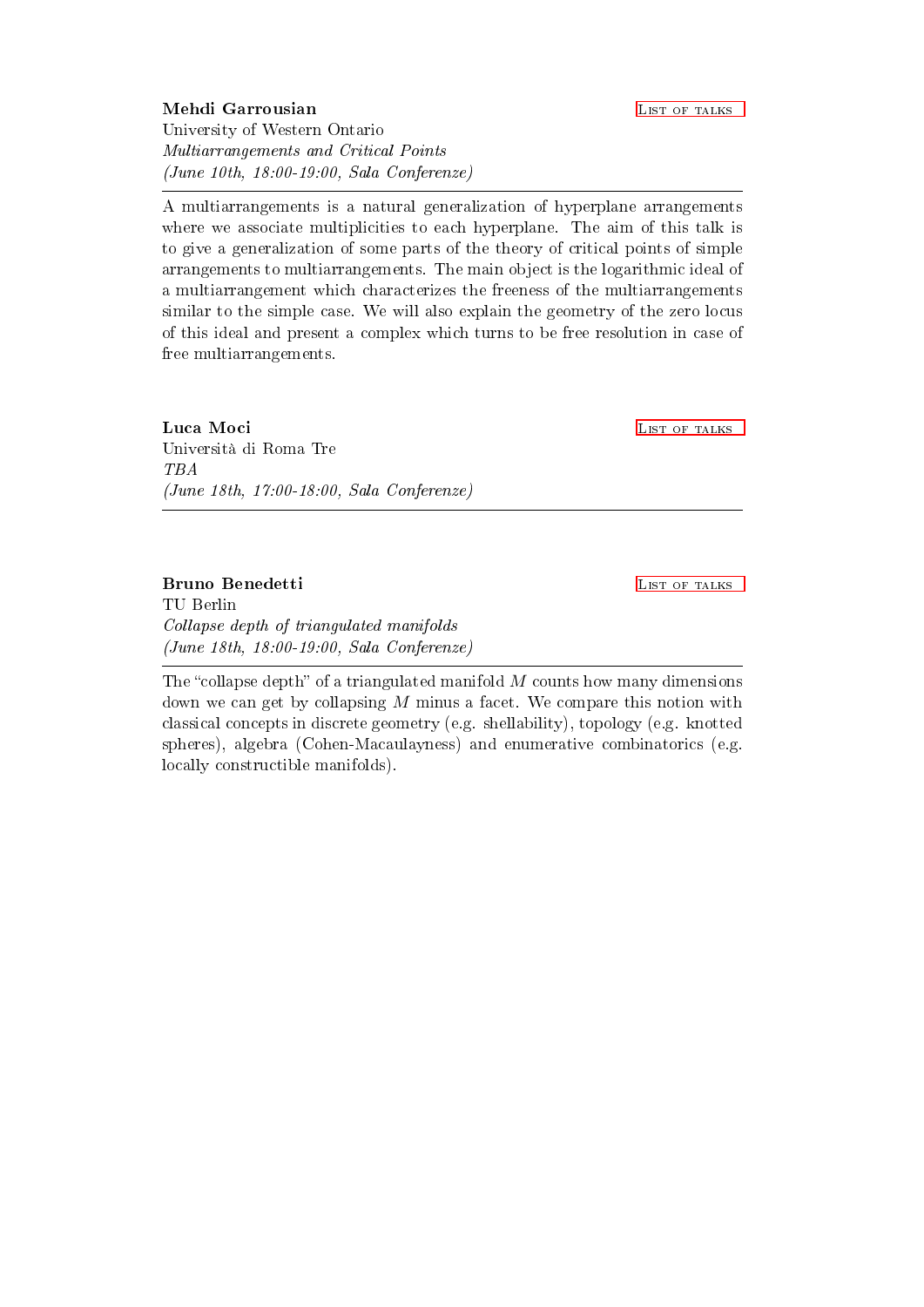**Mehdi Garrousian** List of talks

University of Western Ontario

*Multiarrangements and Critical Points*

*(June 10th, 18:00-19:00, Sala Conferenze)*

---

A multiarrangements is a natural generalization of hyperplane arrangements where we associate multiplicities to each hyperplane. The aim of this talk is to give a generalization of some parts of the theory of critical points of simple arrangements to multiarrangements. The main object is the logarithmic ideal of a multiarrangement which characterizes the freeness of the multiarrangements similar to the simple case. We will also explain the geometry of the zero locus of this ideal and present a complex which turns to be free resolution in case of free multiarrangements.

**Luca Moci** List of talks

Università di Roma Tre

*TBA*

*(June 18th, 17:00-18:00, Sala Conferenze)*

---

**Bruno Benedetti** List of talks

TU Berlin

*Collapse depth of triangulated manifolds*

*(June 18th, 18:00-19:00, Sala Conferenze)*

---

The "collapse depth" of a triangulated manifold $M$ counts how many dimensions down we can get by collapsing $M$ minus a facet. We compare this notion with classical concepts in discrete geometry (e.g. shellability), topology (e.g. knotted spheres), algebra (Cohen-Macaulayness) and enumerative combinatorics (e.g. locally constructible manifolds).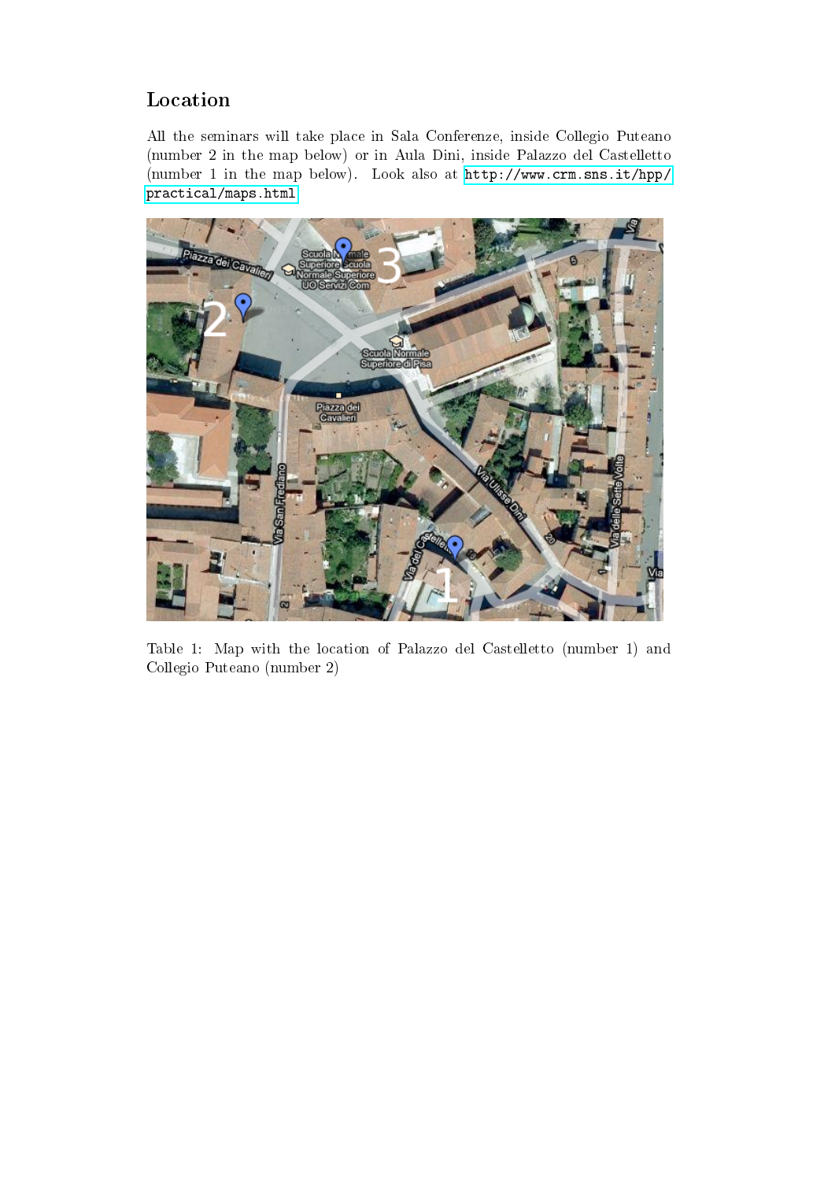## Location

All the seminars will take place in Sala Conferenze, inside Collegio Puteano (number 2 in the map below) or in Aula Dini, inside Palazzo del Castelletto (number 1 in the map below). Look also at http://www.crm.sns.it/hpp/practical/maps.html

Table 1: Map with the location of Palazzo del Castelletto (number 1) and Collegio Puteano (number 2)